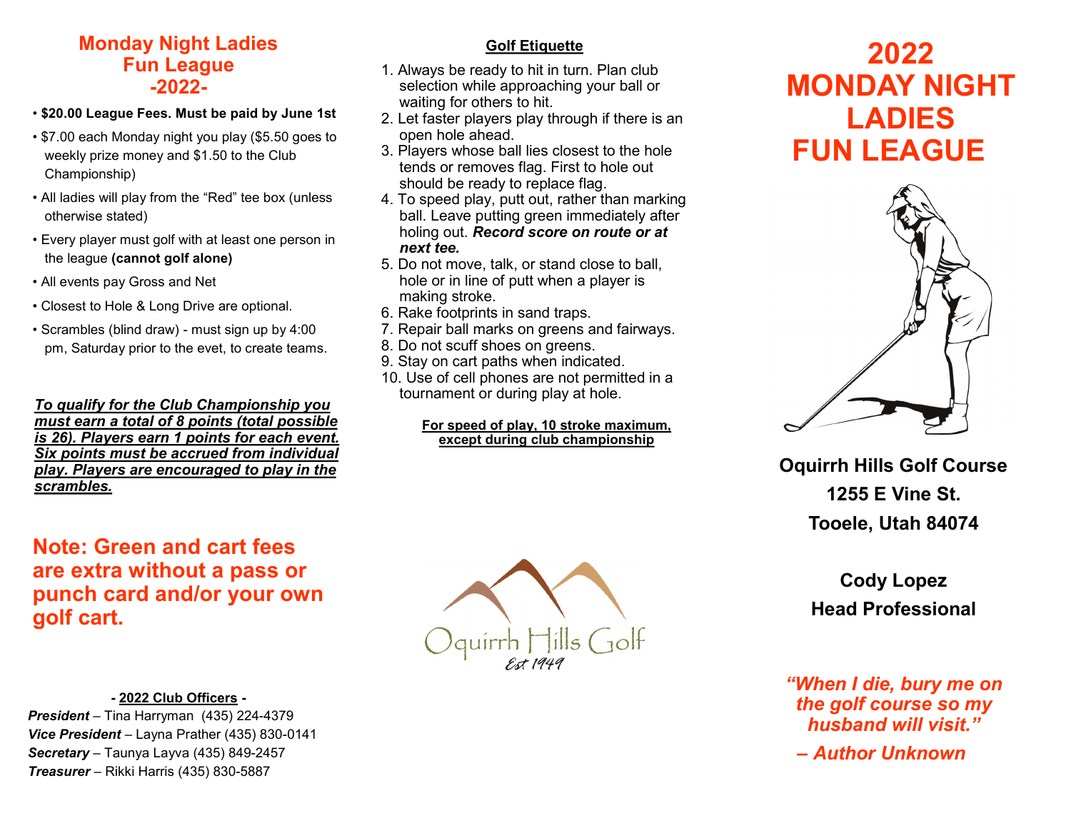# Monday Night Ladies Fun League -2022-

- **$20.00 League Fees. Must be paid by June 1st**
- $7.00 each Monday night you play ($5.50 goes to weekly prize money and $1.50 to the Club Championship)
- All ladies will play from the "Red" tee box (unless otherwise stated)
- Every player must golf with at least one person in the league **(cannot golf alone)**
- All events pay Gross and Net
- Closest to Hole & Long Drive are optional.
- Scrambles (blind draw) - must sign up by 4:00 pm, Saturday prior to the evet, to create teams.

***To qualify for the Club Championship you must earn a total of 8 points (total possible is 26). Players earn 1 points for each event. Six points must be accrued from individual play. Players are encouraged to play in the scrambles.***

**Note: Green and cart fees are extra without a pass or punch card and/or your own golf cart.**

**- 2022 Club Officers -**

***President*** – Tina Harryman (435) 224-4379
***Vice President*** – Layna Prather (435) 830-0141
***Secretary*** – Taunya Layva (435) 849-2457
***Treasurer*** – Rikki Harris (435) 830-5887

## Golf Etiquette

1. Always be ready to hit in turn. Plan club selection while approaching your ball or waiting for others to hit.
2. Let faster players play through if there is an open hole ahead.
3. Players whose ball lies closest to the hole tends or removes flag. First to hole out should be ready to replace flag.
4. To speed play, putt out, rather than marking ball. Leave putting green immediately after holing out. ***Record score on route or at next tee.***
5. Do not move, talk, or stand close to ball, hole or in line of putt when a player is making stroke.
6. Rake footprints in sand traps.
7. Repair ball marks on greens and fairways.
8. Do not scuff shoes on greens.
9. Stay on cart paths when indicated.
10. Use of cell phones are not permitted in a tournament or during play at hole.

**For speed of play, 10 stroke maximum, except during club championship**

Oquirrh Hills Golf
Est 1949

# 2022 MONDAY NIGHT LADIES FUN LEAGUE

**Oquirrh Hills Golf Course**
**1255 E Vine St.**
**Tooele, Utah 84074**

**Cody Lopez**
**Head Professional**

***"When I die, bury me on the golf course so my husband will visit."***

***– Author Unknown***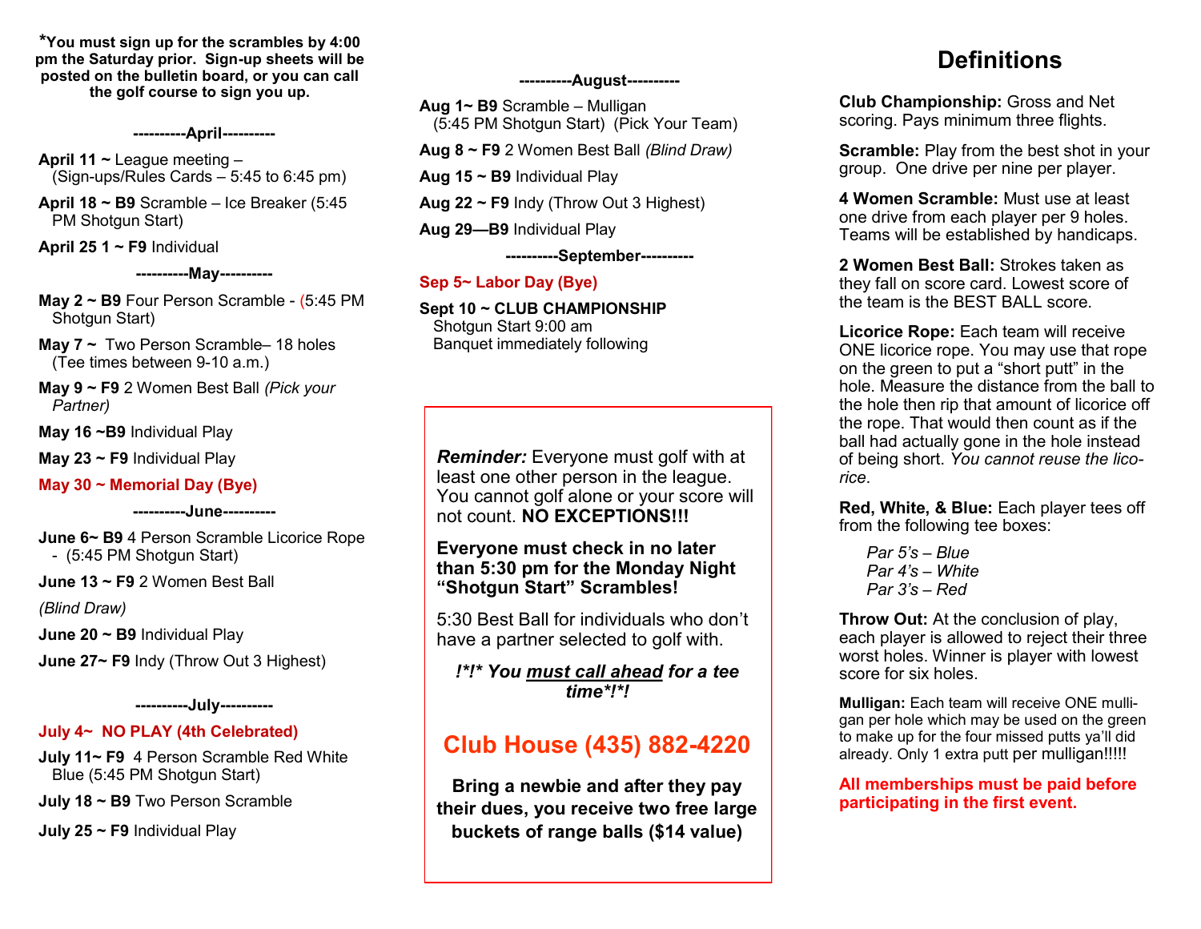***You must sign up for the scrambles by 4:00 pm the Saturday prior. Sign-up sheets will be posted on the bulletin board, or you can call the golf course to sign you up.**

**----------April----------**

**April 11 ~** League meeting – (Sign-ups/Rules Cards – 5:45 to 6:45 pm)

**April 18 ~ B9** Scramble – Ice Breaker (5:45 PM Shotgun Start)

**April 25 1 ~ F9** Individual

**----------May----------**

**May 2 ~ B9** Four Person Scramble - (5:45 PM Shotgun Start)

**May 7 ~** Two Person Scramble– 18 holes (Tee times between 9-10 a.m.)

**May 9 ~ F9** 2 Women Best Ball *(Pick your Partner)*

**May 16 ~B9** Individual Play

**May 23 ~ F9** Individual Play

**May 30 ~ Memorial Day (Bye)**

**----------June----------**

**June 6~ B9** 4 Person Scramble Licorice Rope - (5:45 PM Shotgun Start)

**June 13 ~ F9** 2 Women Best Ball

*(Blind Draw)*

**June 20 ~ B9** Individual Play

**June 27~ F9** Indy (Throw Out 3 Highest)

**----------July----------**

**July 4~ NO PLAY (4th Celebrated)**

**July 11~ F9** 4 Person Scramble Red White Blue (5:45 PM Shotgun Start)

**July 18 ~ B9** Two Person Scramble

**July 25 ~ F9** Individual Play

**----------August----------**

**Aug 1~ B9** Scramble – Mulligan (5:45 PM Shotgun Start) (Pick Your Team)

**Aug 8 ~ F9** 2 Women Best Ball *(Blind Draw)*

**Aug 15 ~ B9** Individual Play

**Aug 22 ~ F9** Indy (Throw Out 3 Highest)

**Aug 29—B9** Individual Play

**----------September----------**

**Sep 5~ Labor Day (Bye)**

**Sept 10 ~ CLUB CHAMPIONSHIP**
Shotgun Start 9:00 am
Banquet immediately following

*Reminder:* Everyone must golf with at least one other person in the league. You cannot golf alone or your score will not count. **NO EXCEPTIONS!!!**

**Everyone must check in no later than 5:30 pm for the Monday Night "Shotgun Start" Scrambles!**

5:30 Best Ball for individuals who don't have a partner selected to golf with.

***!*!* You <u>must call ahead</u> for a tee time*!*!***

**Club House (435) 882-4220**

**Bring a newbie and after they pay their dues, you receive two free large buckets of range balls ($14 value)**

# Definitions

**Club Championship:** Gross and Net scoring. Pays minimum three flights.

**Scramble:** Play from the best shot in your group. One drive per nine per player.

**4 Women Scramble:** Must use at least one drive from each player per 9 holes. Teams will be established by handicaps.

**2 Women Best Ball:** Strokes taken as they fall on score card. Lowest score of the team is the BEST BALL score.

**Licorice Rope:** Each team will receive ONE licorice rope. You may use that rope on the green to put a "short putt" in the hole. Measure the distance from the ball to the hole then rip that amount of licorice off the rope. That would then count as if the ball had actually gone in the hole instead of being short. *You cannot reuse the licorice.*

**Red, White, & Blue:** Each player tees off from the following tee boxes:

*Par 5's – Blue*
*Par 4's – White*
*Par 3's – Red*

**Throw Out:** At the conclusion of play, each player is allowed to reject their three worst holes. Winner is player with lowest score for six holes.

**Mulligan:** Each team will receive ONE mulligan per hole which may be used on the green to make up for the four missed putts ya'll did already. Only 1 extra putt per mulligan!!!!!

**All memberships must be paid before participating in the first event.**